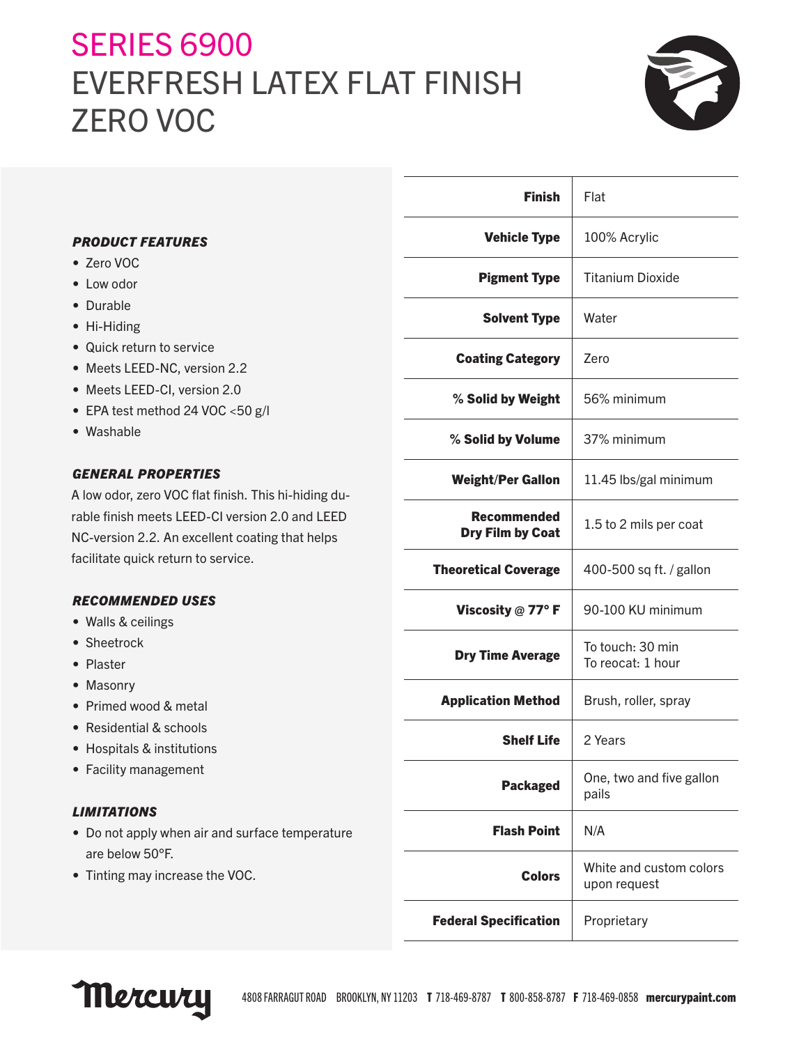# SERIES 6900

# EVERFRESH LATEX FLAT FINISH ZERO VOC

### *PRODUCT FEATURES*

- Zero VOC
- Low odor
- Durable
- Hi-Hiding
- Quick return to service
- Meets LEED-NC, version 2.2
- Meets LEED-CI, version 2.0
- EPA test method 24 VOC <50 g/l
- Washable

### *GENERAL PROPERTIES*

A low odor, zero VOC flat finish. This hi-hiding durable finish meets LEED-CI version 2.0 and LEED NC-version 2.2. An excellent coating that helps facilitate quick return to service.

### *RECOMMENDED USES*

- Walls & ceilings
- Sheetrock
- Plaster
- Masonry
- Primed wood & metal
- Residential & schools
- Hospitals & institutions
- Facility management

### *LIMITATIONS*

- Do not apply when air and surface temperature are below 50°F.
- Tinting may increase the VOC.

| | |
|---|---|
| **Finish** | Flat |
| **Vehicle Type** | 100% Acrylic |
| **Pigment Type** | Titanium Dioxide |
| **Solvent Type** | Water |
| **Coating Category** | Zero |
| **% Solid by Weight** | 56% minimum |
| **% Solid by Volume** | 37% minimum |
| **Weight/Per Gallon** | 11.45 lbs/gal minimum |
| **Recommended Dry Film by Coat** | 1.5 to 2 mils per coat |
| **Theoretical Coverage** | 400-500 sq ft. / gallon |
| **Viscosity @ 77° F** | 90-100 KU minimum |
| **Dry Time Average** | To touch: 30 min<br>To reocat: 1 hour |
| **Application Method** | Brush, roller, spray |
| **Shelf Life** | 2 Years |
| **Packaged** | One, two and five gallon pails |
| **Flash Point** | N/A |
| **Colors** | White and custom colors upon request |
| **Federal Specification** | Proprietary |

Mercury 4808 FARRAGUT ROAD BROOKLYN, NY 11203 **T** 718-469-8787 **T** 800-858-8787 **F** 718-469-0858 **mercurypaint.com**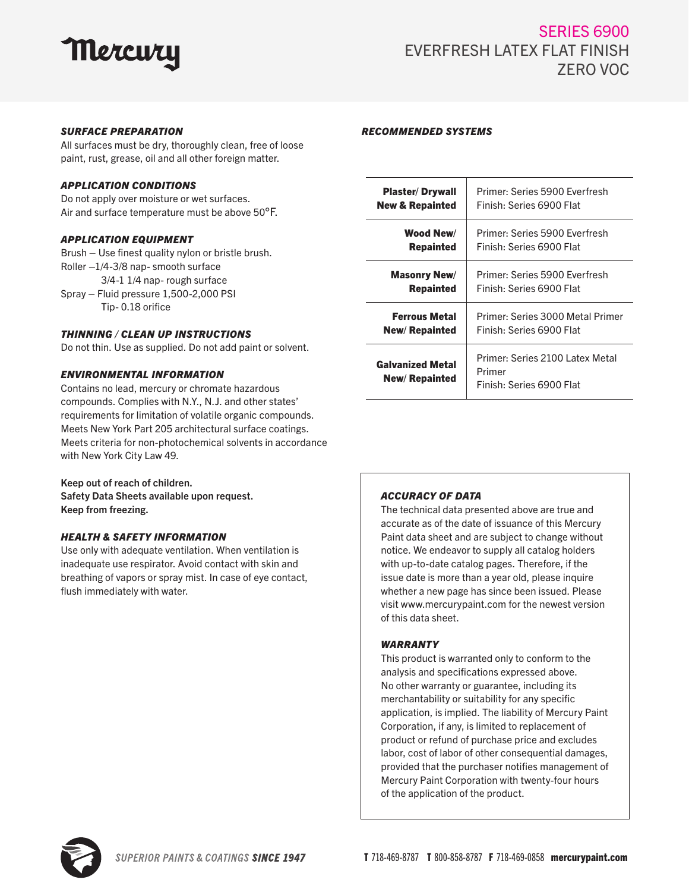# SERIES 6900
## EVERFRESH LATEX FLAT FINISH
## ZERO VOC

### *SURFACE PREPARATION*
All surfaces must be dry, thoroughly clean, free of loose paint, rust, grease, oil and all other foreign matter.

### *APPLICATION CONDITIONS*
Do not apply over moisture or wet surfaces.
Air and surface temperature must be above 50°F.

### *APPLICATION EQUIPMENT*
Brush – Use finest quality nylon or bristle brush.
Roller –1/4-3/8 nap- smooth surface
3/4-1 1/4 nap- rough surface
Spray – Fluid pressure 1,500-2,000 PSI
Tip- 0.18 orifice

### *THINNING / CLEAN UP INSTRUCTIONS*
Do not thin. Use as supplied. Do not add paint or solvent.

### *ENVIRONMENTAL INFORMATION*
Contains no lead, mercury or chromate hazardous compounds. Complies with N.Y., N.J. and other states' requirements for limitation of volatile organic compounds. Meets New York Part 205 architectural surface coatings. Meets criteria for non-photochemical solvents in accordance with New York City Law 49.

**Keep out of reach of children.**
**Safety Data Sheets available upon request.**
**Keep from freezing.**

### *HEALTH & SAFETY INFORMATION*
Use only with adequate ventilation. When ventilation is inadequate use respirator. Avoid contact with skin and breathing of vapors or spray mist. In case of eye contact, flush immediately with water.

### *RECOMMENDED SYSTEMS*

| | |
|---|---|
| **Plaster/ Drywall New & Repainted** | Primer: Series 5900 Everfresh<br>Finish: Series 6900 Flat |
| **Wood New/ Repainted** | Primer: Series 5900 Everfresh<br>Finish: Series 6900 Flat |
| **Masonry New/ Repainted** | Primer: Series 5900 Everfresh<br>Finish: Series 6900 Flat |
| **Ferrous Metal New/ Repainted** | Primer: Series 3000 Metal Primer<br>Finish: Series 6900 Flat |
| **Galvanized Metal New/ Repainted** | Primer: Series 2100 Latex Metal Primer<br>Finish: Series 6900 Flat |

### *ACCURACY OF DATA*
The technical data presented above are true and accurate as of the date of issuance of this Mercury Paint data sheet and are subject to change without notice. We endeavor to supply all catalog holders with up-to-date catalog pages. Therefore, if the issue date is more than a year old, please inquire whether a new page has since been issued. Please visit www.mercurypaint.com for the newest version of this data sheet.

### *WARRANTY*
This product is warranted only to conform to the analysis and specifications expressed above. No other warranty or guarantee, including its merchantability or suitability for any specific application, is implied. The liability of Mercury Paint Corporation, if any, is limited to replacement of product or refund of purchase price and excludes labor, cost of labor of other consequential damages, provided that the purchaser notifies management of Mercury Paint Corporation with twenty-four hours of the application of the product.

*SUPERIOR PAINTS & COATINGS* ***SINCE 1947***

**T** 718-469-8787 **T** 800-858-8787 **F** 718-469-0858 **mercurypaint.com**